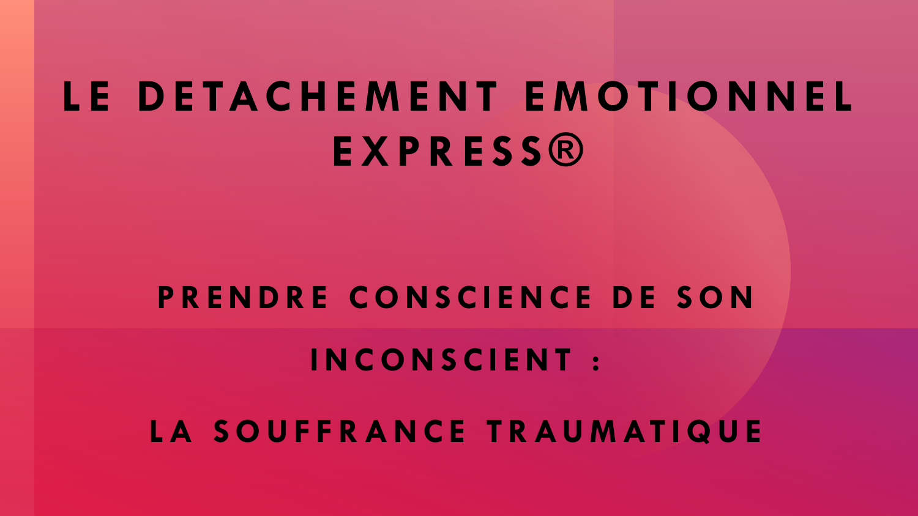# LE DETACHEMENT EMOTIONNEL EXPRESS®

## PRENDRE CONSCIENCE DE SON INCONSCIENT :

## LA SOUFFRANCE TRAUMATIQUE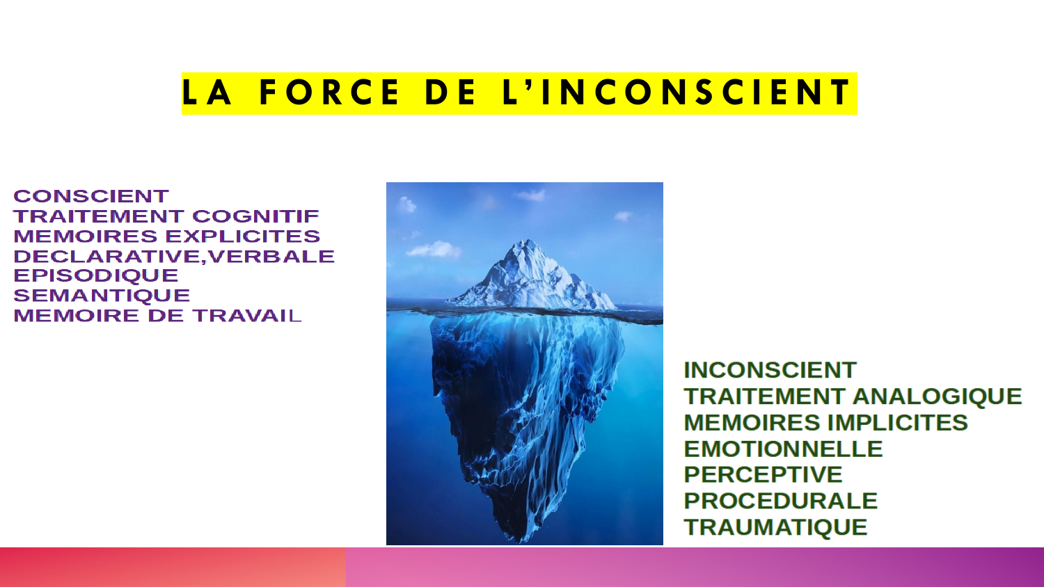# LA FORCE DE L'INCONSCIENT

**CONSCIENT**
**TRAITEMENT COGNITIF**
**MEMOIRES EXPLICITES**
**DECLARATIVE,VERBALE**
**EPISODIQUE**
**SEMANTIQUE**
**MEMOIRE DE TRAVAIL**

**INCONSCIENT**
**TRAITEMENT ANALOGIQUE**
**MEMOIRES IMPLICITES**
**EMOTIONNELLE**
**PERCEPTIVE**
**PROCEDURALE**
**TRAUMATIQUE**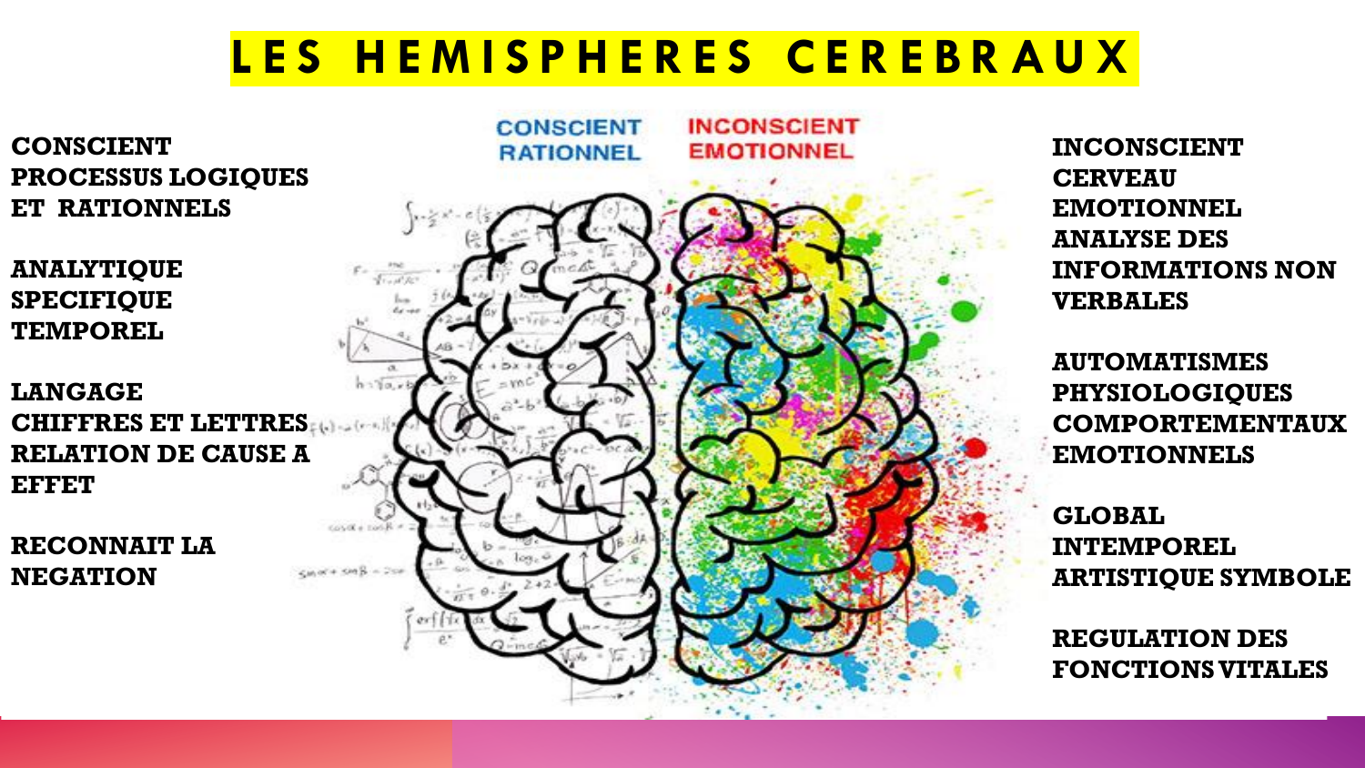# LES HEMISPHERES CEREBRAUX

**CONSCIENT**
**PROCESSUS LOGIQUES ET RATIONNELS**

**ANALYTIQUE**
**SPECIFIQUE**
**TEMPOREL**

**LANGAGE**
**CHIFFRES ET LETTRES**
**RELATION DE CAUSE A EFFET**

**RECONNAIT LA NEGATION**

**CONSCIENT RATIONNEL**

**INCONSCIENT EMOTIONNEL**

**INCONSCIENT**
**CERVEAU EMOTIONNEL**
**ANALYSE DES INFORMATIONS NON VERBALES**

**AUTOMATISMES**
**PHYSIOLOGIQUES**
**COMPORTEMENTAUX**
**EMOTIONNELS**

**GLOBAL**
**INTEMPOREL**
**ARTISTIQUE SYMBOLE**

**REGULATION DES FONCTIONS VITALES**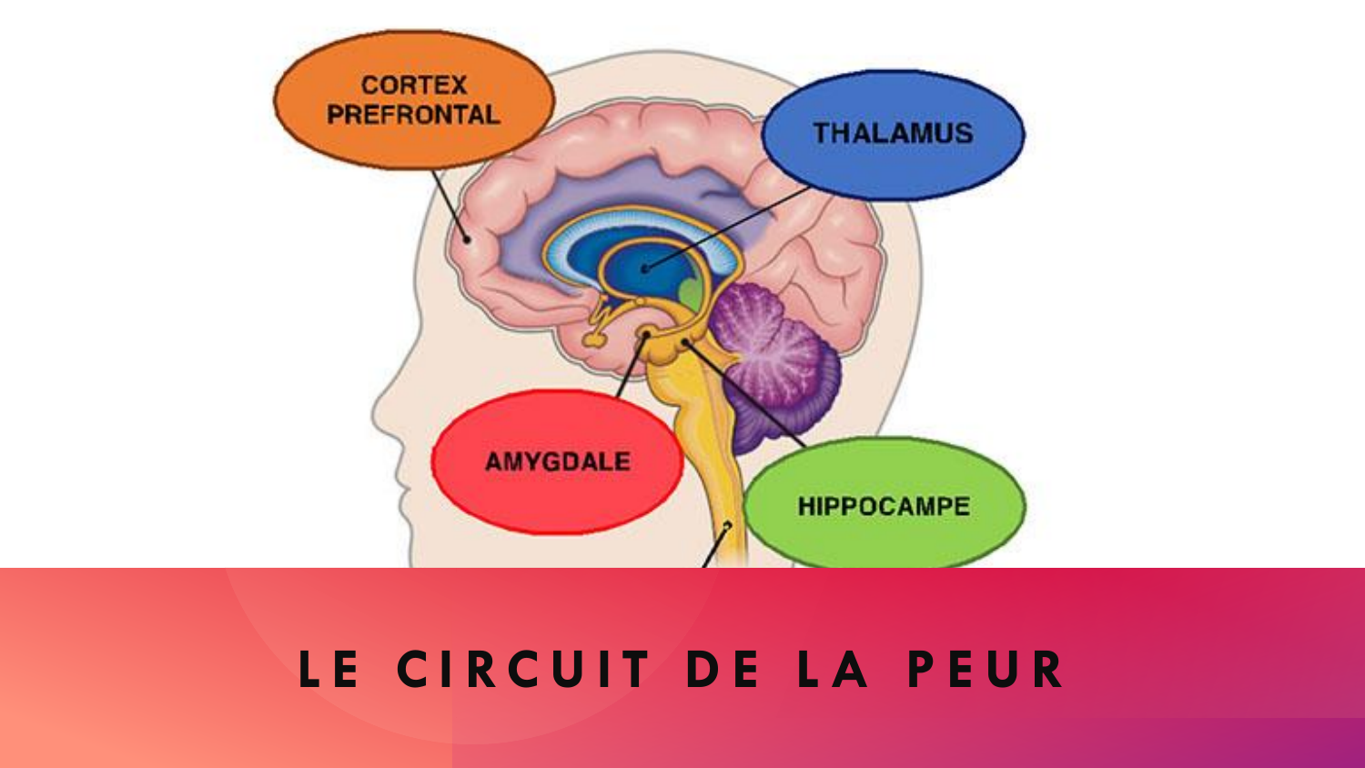CORTEX PREFRONTAL

THALAMUS

AMYGDALE

HIPPOCAMPE

# LE CIRCUIT DE LA PEUR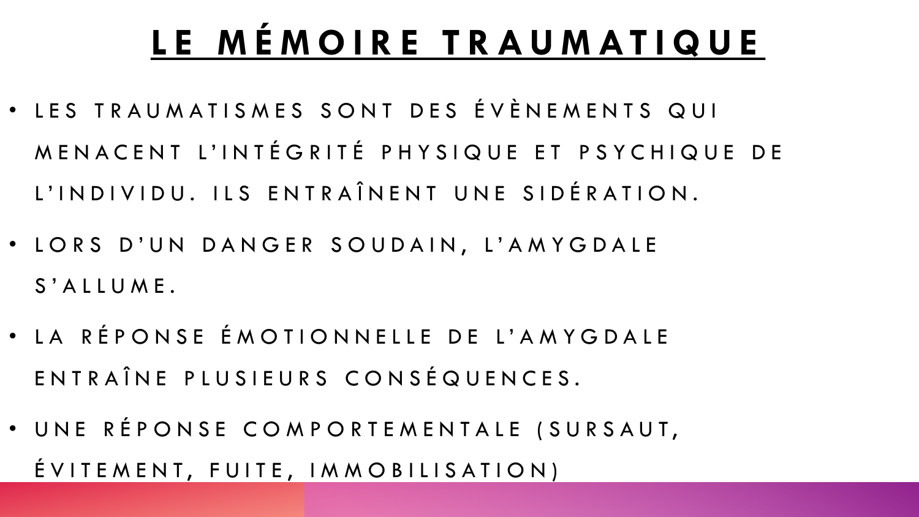# LE MÉMOIRE TRAUMATIQUE

- LES TRAUMATISMES SONT DES ÉVÈNEMENTS QUI MENACENT L'INTÉGRITÉ PHYSIQUE ET PSYCHIQUE DE L'INDIVIDU. ILS ENTRAÎNENT UNE SIDÉRATION.
- LORS D'UN DANGER SOUDAIN, L'AMYGDALE S'ALLUME.
- LA RÉPONSE ÉMOTIONNELLE DE L'AMYGDALE ENTRAÎNE PLUSIEURS CONSÉQUENCES.
- UNE RÉPONSE COMPORTEMENTALE (SURSAUT, ÉVITEMENT, FUITE, IMMOBILISATION)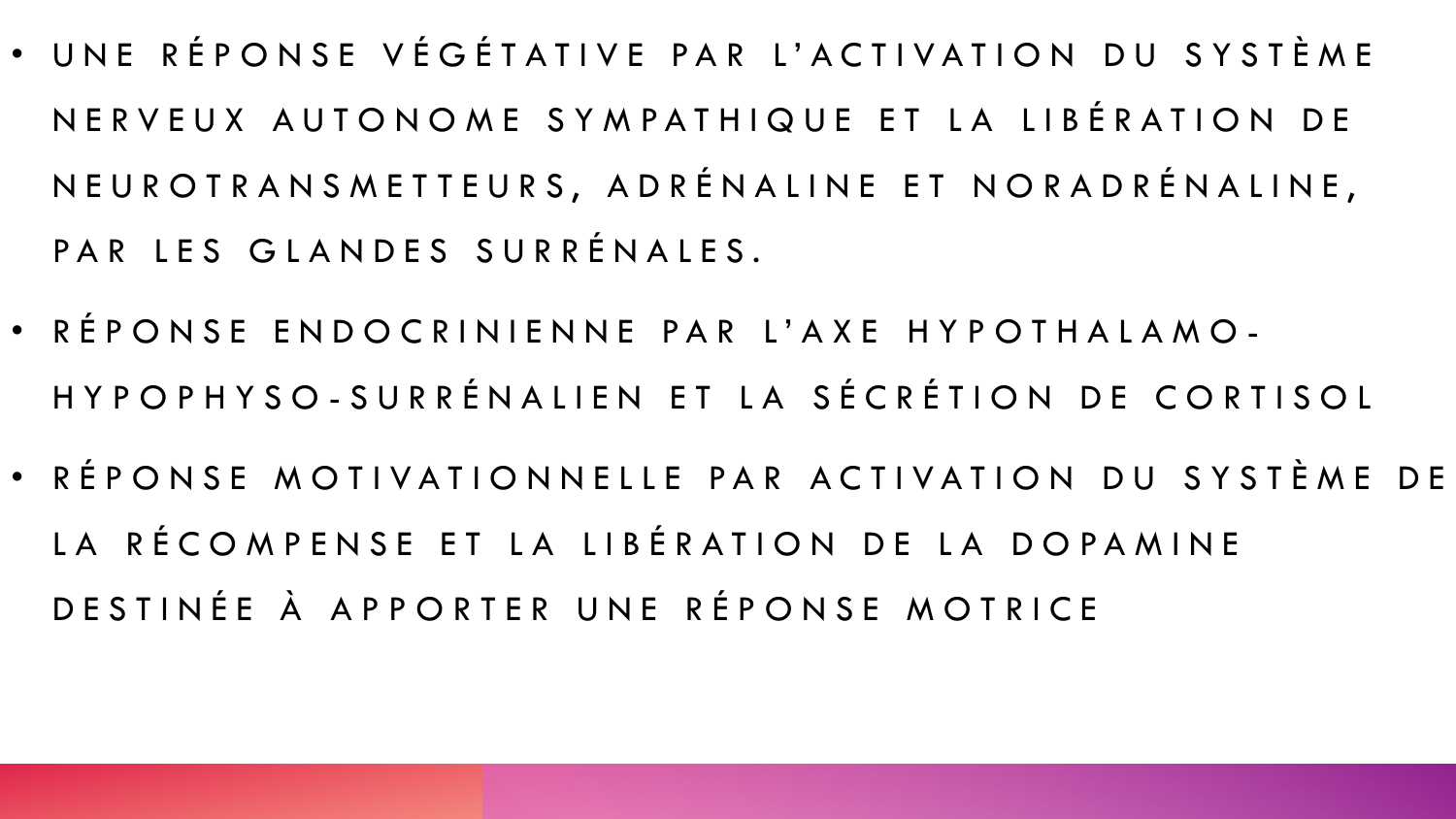- UNE RÉPONSE VÉGÉTATIVE PAR L'ACTIVATION DU SYSTÈME NERVEUX AUTONOME SYMPATHIQUE ET LA LIBÉRATION DE NEUROTRANSMETTEURS, ADRÉNALINE ET NORADRÉNALINE, PAR LES GLANDES SURRÉNALES.
- RÉPONSE ENDOCRINIENNE PAR L'AXE HYPOTHALAMO-HYPOPHYSO-SURRÉNALIEN ET LA SÉCRÉTION DE CORTISOL
- RÉPONSE MOTIVATIONNELLE PAR ACTIVATION DU SYSTÈME DE LA RÉCOMPENSE ET LA LIBÉRATION DE LA DOPAMINE DESTINÉE À APPORTER UNE RÉPONSE MOTRICE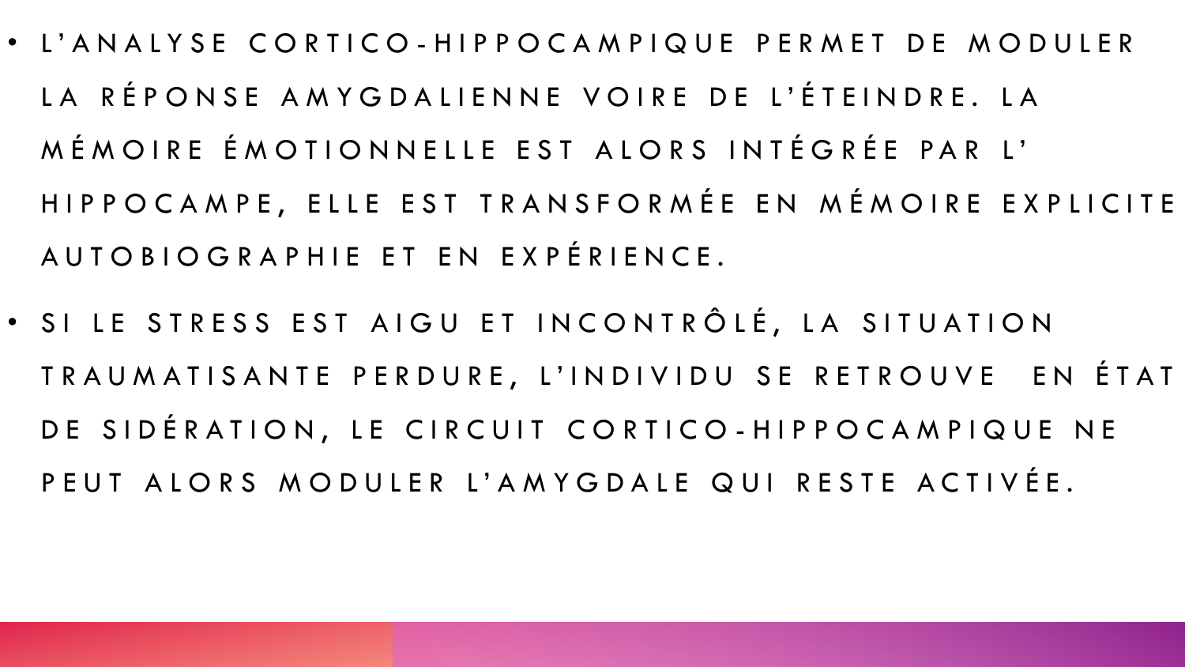- L'ANALYSE CORTICO-HIPPOCAMPIQUE PERMET DE MODULER LA RÉPONSE AMYGDALIENNE VOIRE DE L'ÉTEINDRE. LA MÉMOIRE ÉMOTIONNELLE EST ALORS INTÉGRÉE PAR L' HIPPOCAMPE, ELLE EST TRANSFORMÉE EN MÉMOIRE EXPLICITE AUTOBIOGRAPHIE ET EN EXPÉRIENCE.
- SI LE STRESS EST AIGU ET INCONTRÔLÉ, LA SITUATION TRAUMATISANTE PERDURE, L'INDIVIDU SE RETROUVE EN ÉTAT DE SIDÉRATION, LE CIRCUIT CORTICO-HIPPOCAMPIQUE NE PEUT ALORS MODULER L'AMYGDALE QUI RESTE ACTIVÉE.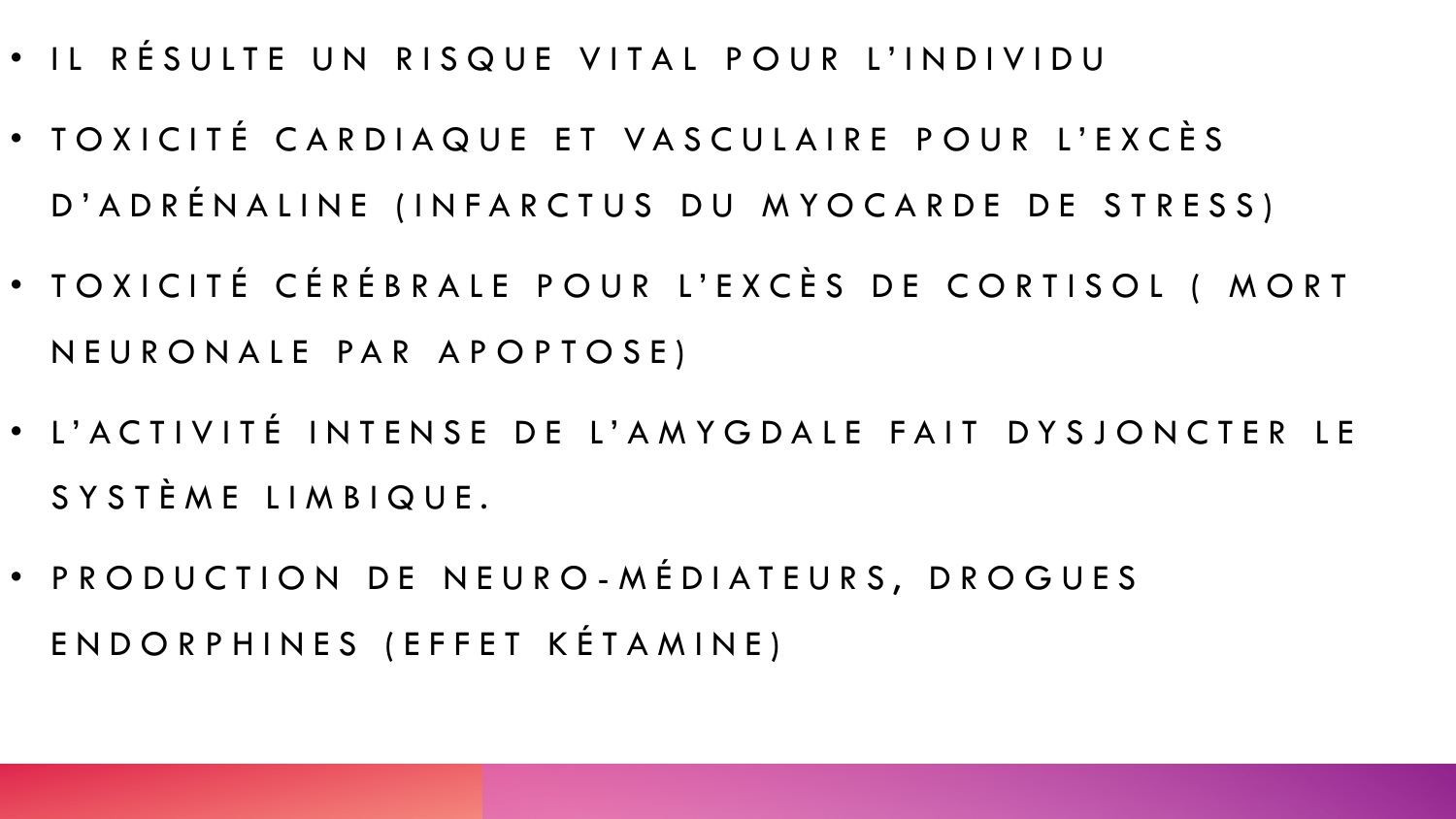- IL RÉSULTE UN RISQUE VITAL POUR L'INDIVIDU
- TOXICITÉ CARDIAQUE ET VASCULAIRE POUR L'EXCÈS D'ADRÉNALINE (INFARCTUS DU MYOCARDE DE STRESS)
- TOXICITÉ CÉRÉBRALE POUR L'EXCÈS DE CORTISOL ( MORT NEURONALE PAR APOPTOSE)
- L'ACTIVITÉ INTENSE DE L'AMYGDALE FAIT DYSJONCTER LE SYSTÈME LIMBIQUE.
- PRODUCTION DE NEURO-MÉDIATEURS, DROGUES ENDORPHINES (EFFET KÉTAMINE)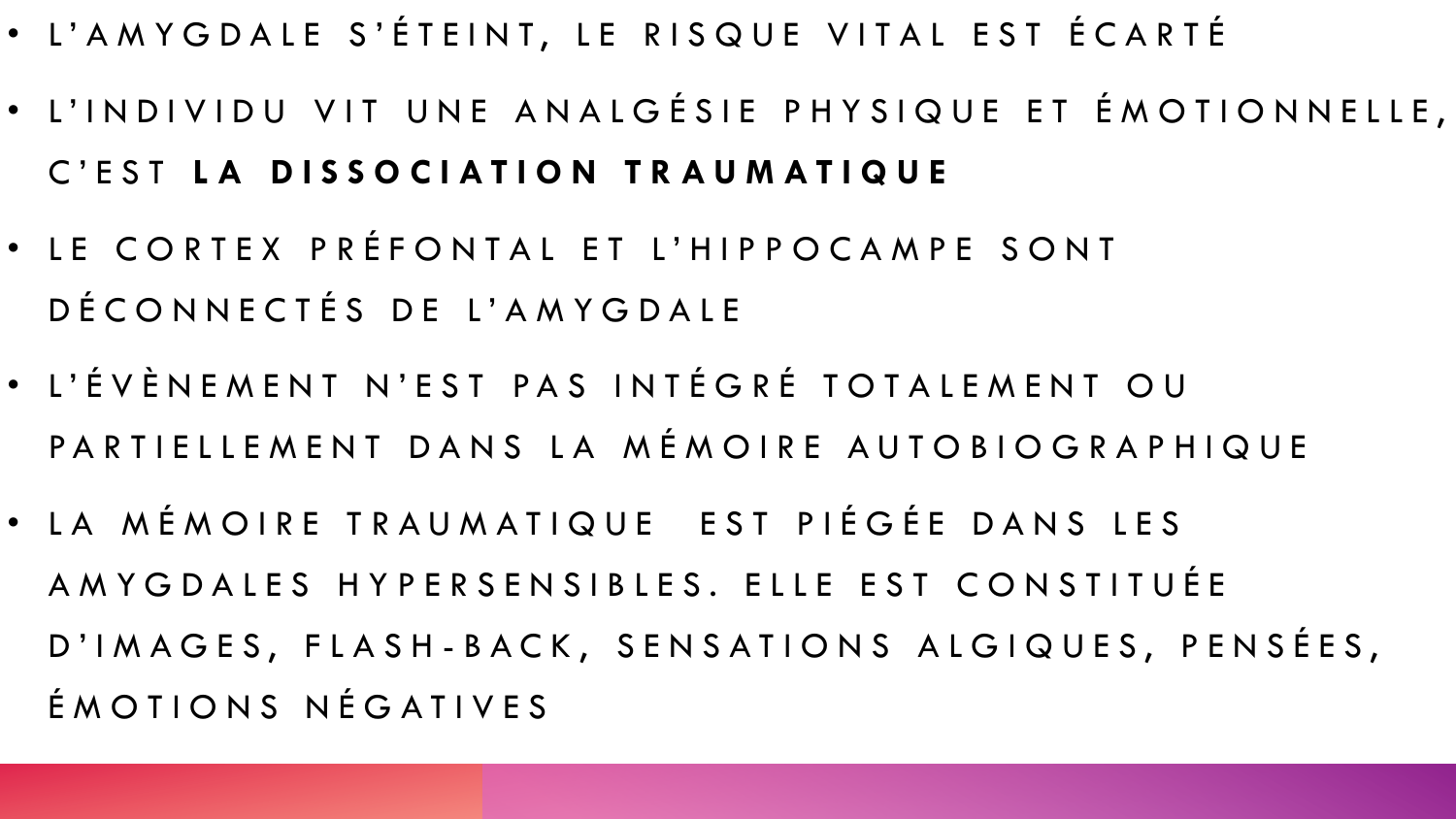- L'AMYGDALE S'ÉTEINT, LE RISQUE VITAL EST ÉCARTÉ
- L'INDIVIDU VIT UNE ANALGÉSIE PHYSIQUE ET ÉMOTIONNELLE, C'EST **LA DISSOCIATION TRAUMATIQUE**
- LE CORTEX PRÉFONTAL ET L'HIPPOCAMPE SONT DÉCONNECTÉS DE L'AMYGDALE
- L'ÉVÈNEMENT N'EST PAS INTÉGRÉ TOTALEMENT OU PARTIELLEMENT DANS LA MÉMOIRE AUTOBIOGRAPHIQUE
- LA MÉMOIRE TRAUMATIQUE EST PIÉGÉE DANS LES AMYGDALES HYPERSENSIBLES. ELLE EST CONSTITUÉE D'IMAGES, FLASH-BACK, SENSATIONS ALGIQUES, PENSÉES, ÉMOTIONS NÉGATIVES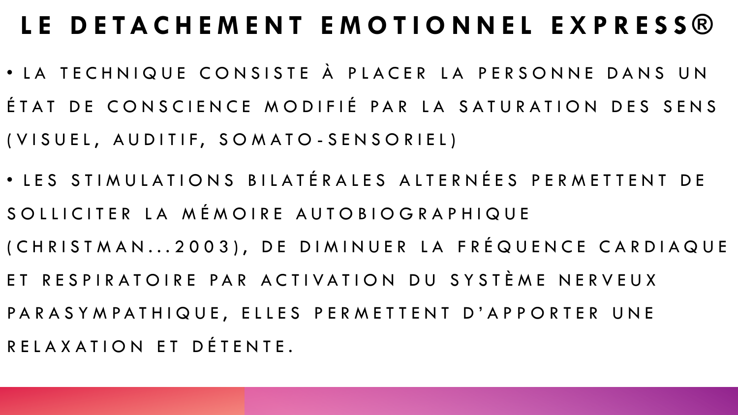# LE DETACHEMENT EMOTIONNEL EXPRESS®

- LA TECHNIQUE CONSISTE À PLACER LA PERSONNE DANS UN ÉTAT DE CONSCIENCE MODIFIÉ PAR LA SATURATION DES SENS (VISUEL, AUDITIF, SOMATO-SENSORIEL)
- LES STIMULATIONS BILATÉRALES ALTERNÉES PERMETTENT DE SOLLICITER LA MÉMOIRE AUTOBIOGRAPHIQUE (CHRISTMAN...2003), DE DIMINUER LA FRÉQUENCE CARDIAQUE ET RESPIRATOIRE PAR ACTIVATION DU SYSTÈME NERVEUX PARASYMPATHIQUE, ELLES PERMETTENT D'APPORTER UNE RELAXATION ET DÉTENTE.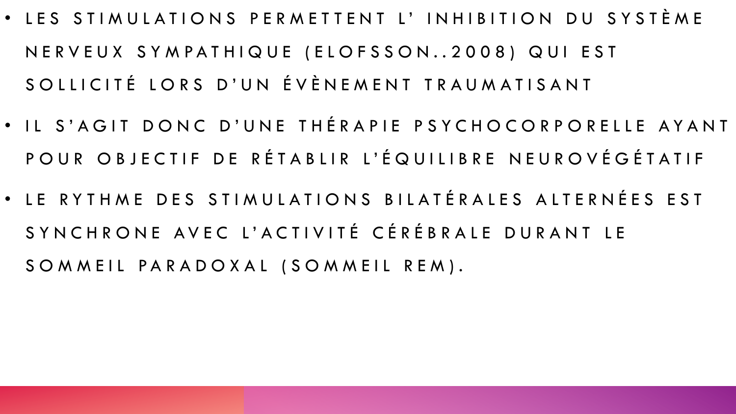- LES STIMULATIONS PERMETTENT L' INHIBITION DU SYSTÈME NERVEUX SYMPATHIQUE (ELOFSSON..2008) QUI EST SOLLICITÉ LORS D'UN ÉVÈNEMENT TRAUMATISANT
- IL S'AGIT DONC D'UNE THÉRAPIE PSYCHOCORPORELLE AYANT POUR OBJECTIF DE RÉTABLIR L'ÉQUILIBRE NEUROVÉGÉTATIF
- LE RYTHME DES STIMULATIONS BILATÉRALES ALTERNÉES EST SYNCHRONE AVEC L'ACTIVITÉ CÉRÉBRALE DURANT LE SOMMEIL PARADOXAL (SOMMEIL REM).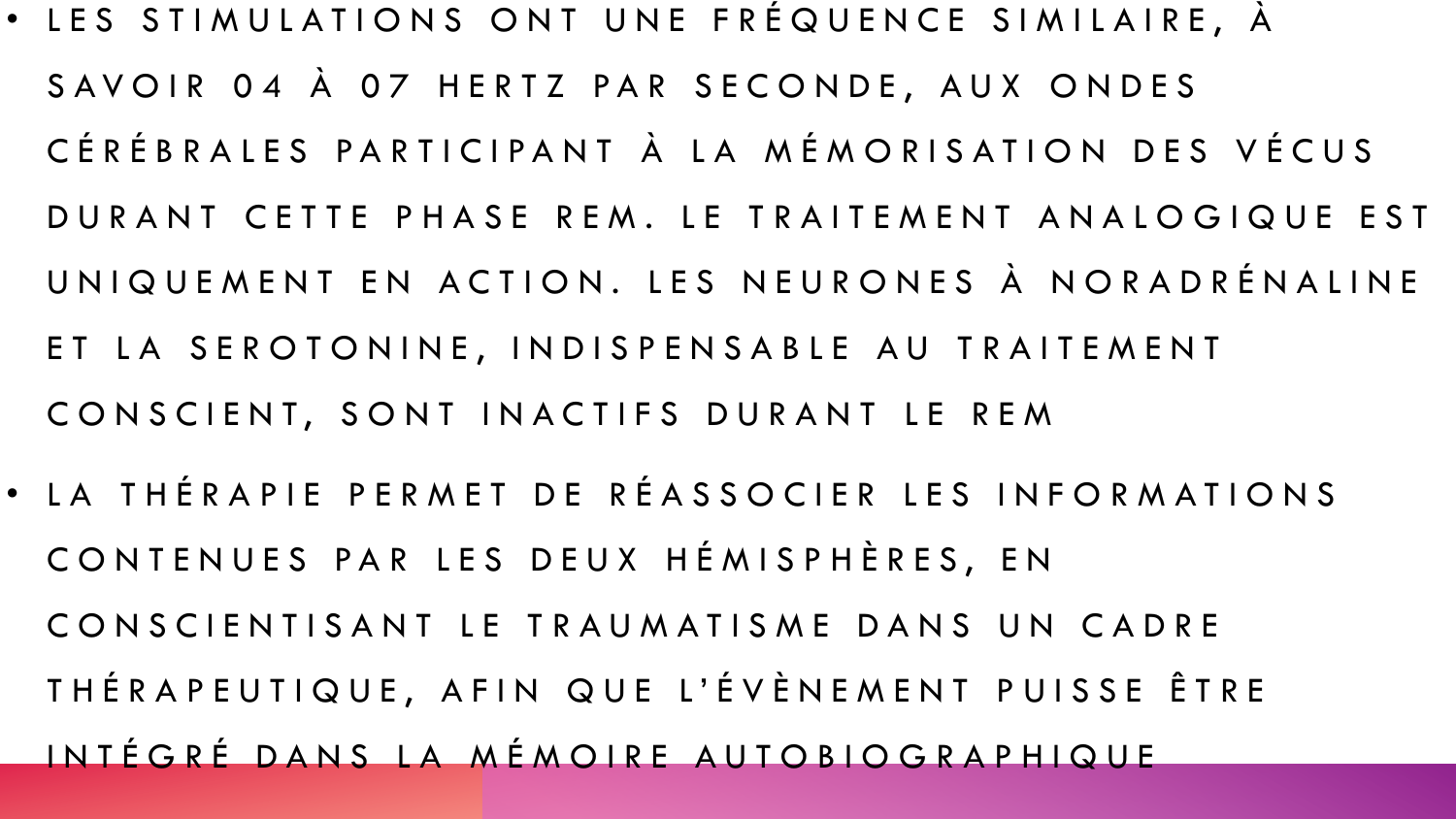- LES STIMULATIONS ONT UNE FRÉQUENCE SIMILAIRE, À SAVOIR 04 À 07 HERTZ PAR SECONDE, AUX ONDES CÉRÉBRALES PARTICIPANT À LA MÉMORISATION DES VÉCUS DURANT CETTE PHASE REM. LE TRAITEMENT ANALOGIQUE EST UNIQUEMENT EN ACTION. LES NEURONES À NORADRÉNALINE ET LA SEROTONINE, INDISPENSABLE AU TRAITEMENT CONSCIENT, SONT INACTIFS DURANT LE REM
- LA THÉRAPIE PERMET DE RÉASSOCIER LES INFORMATIONS CONTENUES PAR LES DEUX HÉMISPHÈRES, EN CONSCIENTISANT LE TRAUMATISME DANS UN CADRE THÉRAPEUTIQUE, AFIN QUE L'ÉVÈNEMENT PUISSE ÊTRE INTÉGRÉ DANS LA MÉMOIRE AUTOBIOGRAPHIQUE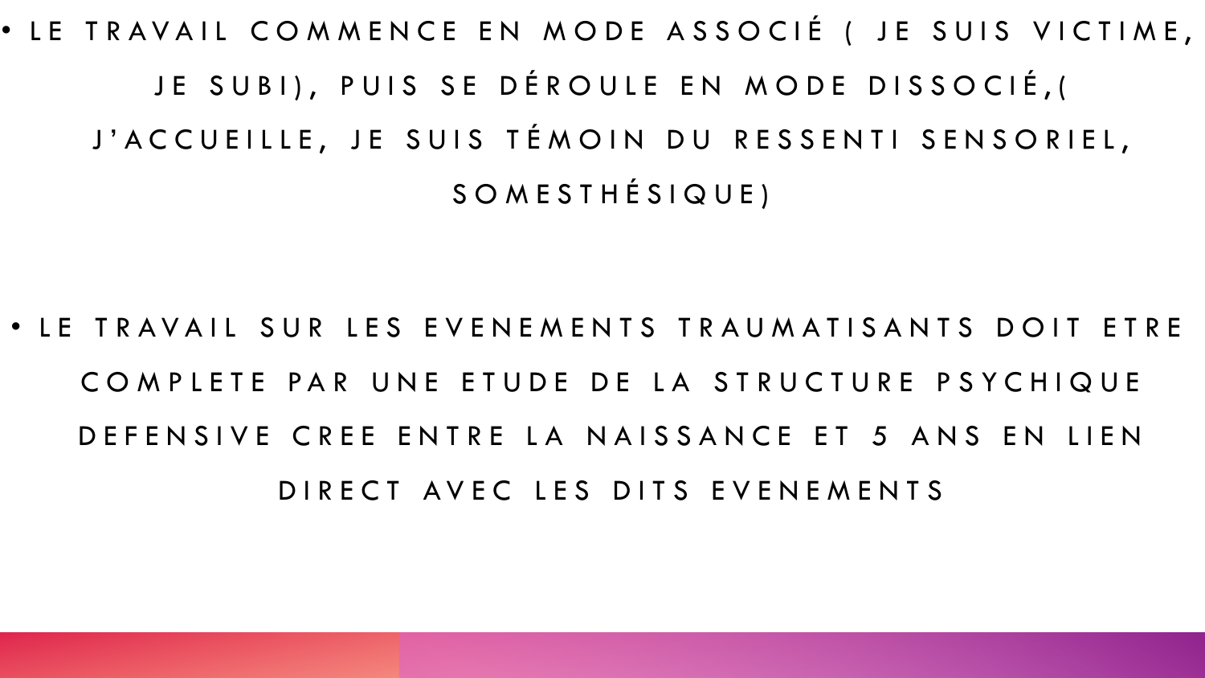- LE TRAVAIL COMMENCE EN MODE ASSOCIÉ ( JE SUIS VICTIME, JE SUBI), PUIS SE DÉROULE EN MODE DISSOCIÉ,( J'ACCUEILLE, JE SUIS TÉMOIN DU RESSENTI SENSORIEL, SOMESTHÉSIQUE)

- LE TRAVAIL SUR LES EVENEMENTS TRAUMATISANTS DOIT ETRE COMPLETE PAR UNE ETUDE DE LA STRUCTURE PSYCHIQUE DEFENSIVE CREE ENTRE LA NAISSANCE ET 5 ANS EN LIEN DIRECT AVEC LES DITS EVENEMENTS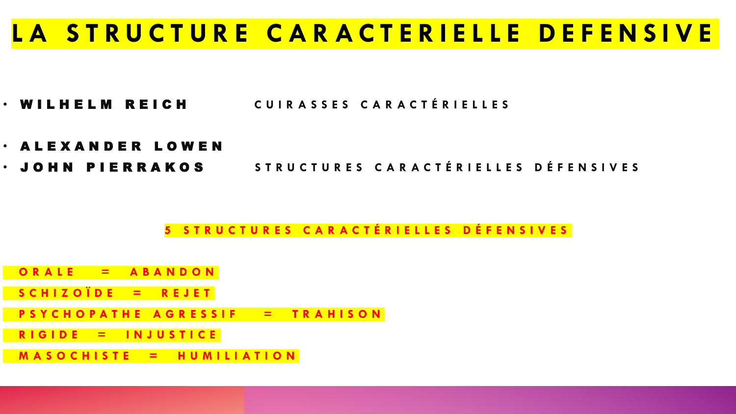# LA STRUCTURE CARACTERIELLE DEFENSIVE

- **WILHELM REICH** — CUIRASSES CARACTÉRIELLES
- **ALEXANDER LOWEN**
- **JOHN PIERRAKOS** — STRUCTURES CARACTÉRIELLES DÉFENSIVES

## 5 STRUCTURES CARACTÉRIELLES DÉFENSIVES

ORALE = ABANDON

SCHIZOÏDE = REJET

PSYCHOPATHE AGRESSIF = TRAHISON

RIGIDE = INJUSTICE

MASOCHISTE = HUMILIATION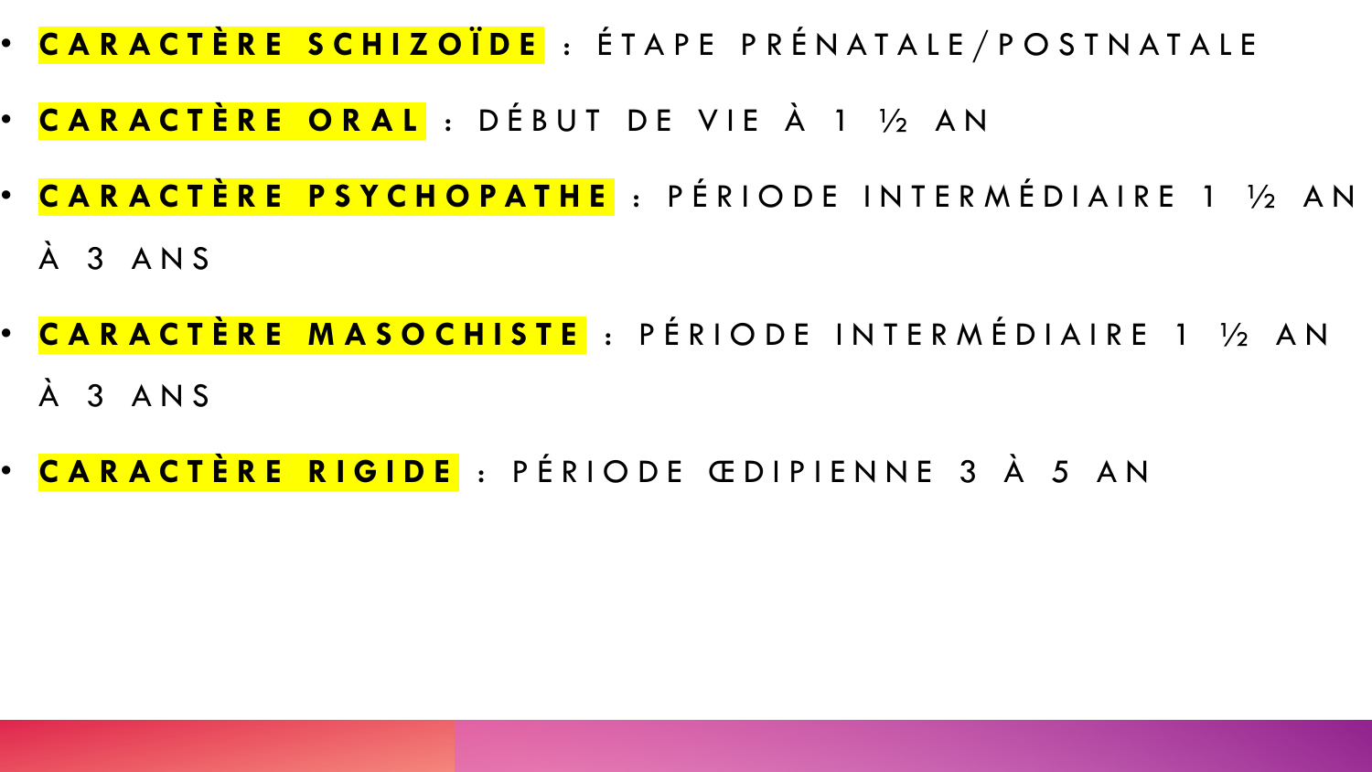- **CARACTÈRE SCHIZOÏDE** : ÉTAPE PRÉNATALE/POSTNATALE
- **CARACTÈRE ORAL** : DÉBUT DE VIE À 1 ½ AN
- **CARACTÈRE PSYCHOPATHE** : PÉRIODE INTERMÉDIAIRE 1 ½ AN À 3 ANS
- **CARACTÈRE MASOCHISTE** : PÉRIODE INTERMÉDIAIRE 1 ½ AN À 3 ANS
- **CARACTÈRE RIGIDE** : PÉRIODE ŒDIPIENNE 3 À 5 AN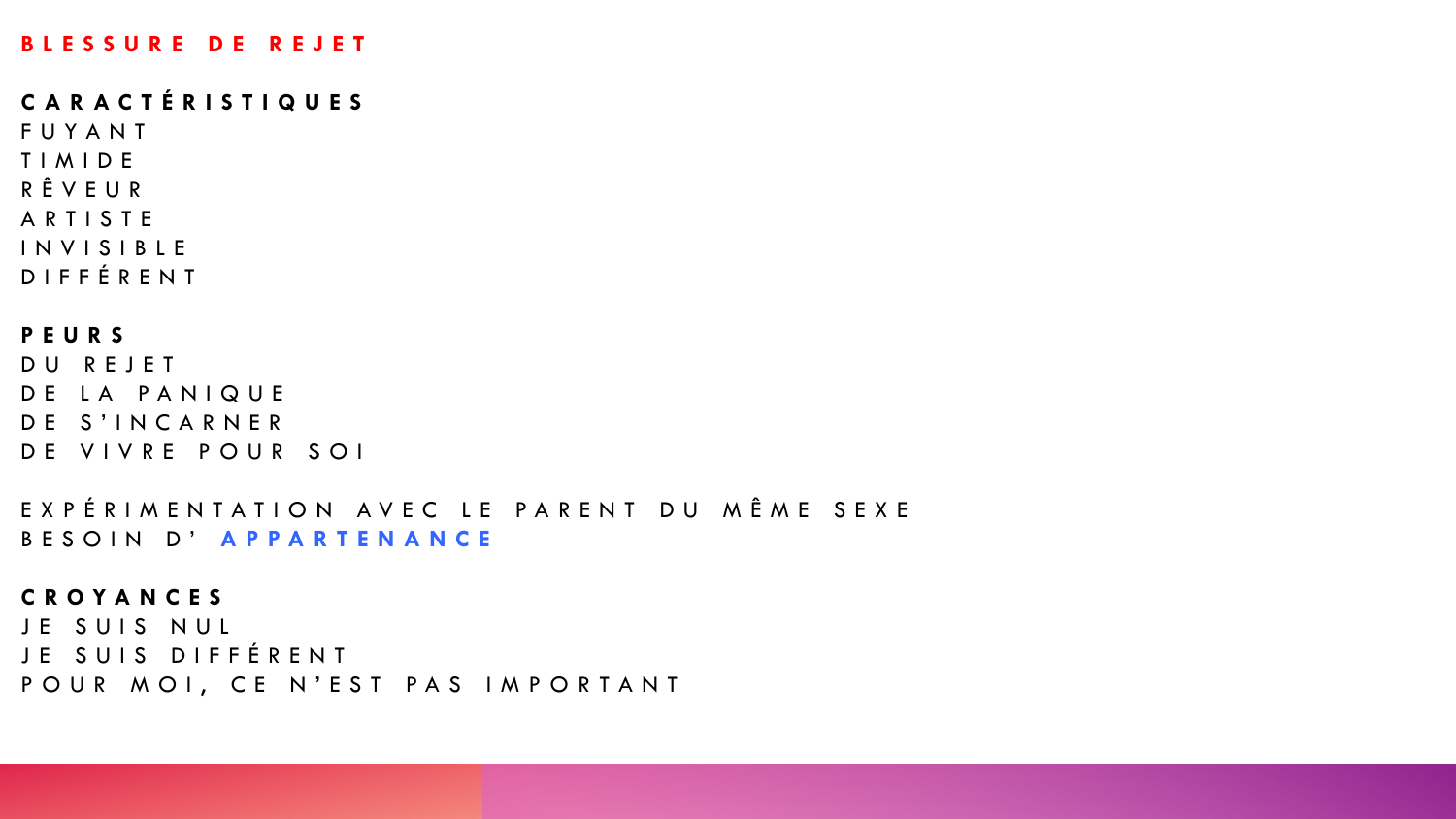# BLESSURE DE REJET

**CARACTÉRISTIQUES**

FUYANT
TIMIDE
RÊVEUR
ARTISTE
INVISIBLE
DIFFÉRENT

**PEURS**

DU REJET
DE LA PANIQUE
DE S'INCARNER
DE VIVRE POUR SOI

EXPÉRIMENTATION AVEC LE PARENT DU MÊME SEXE
BESOIN D' **APPARTENANCE**

**CROYANCES**

JE SUIS NUL
JE SUIS DIFFÉRENT
POUR MOI, CE N'EST PAS IMPORTANT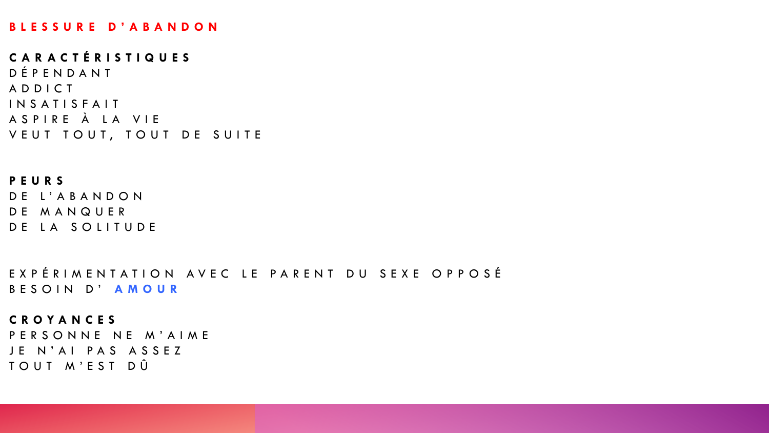# BLESSURE D'ABANDON

## CARACTÉRISTIQUES

DÉPENDANT
ADDICT
INSATISFAIT
ASPIRE À LA VIE
VEUT TOUT, TOUT DE SUITE

## PEURS

DE L'ABANDON
DE MANQUER
DE LA SOLITUDE

EXPÉRIMENTATION AVEC LE PARENT DU SEXE OPPOSÉ
BESOIN D' **AMOUR**

## CROYANCES

PERSONNE NE M'AIME
JE N'AI PAS ASSEZ
TOUT M'EST DÛ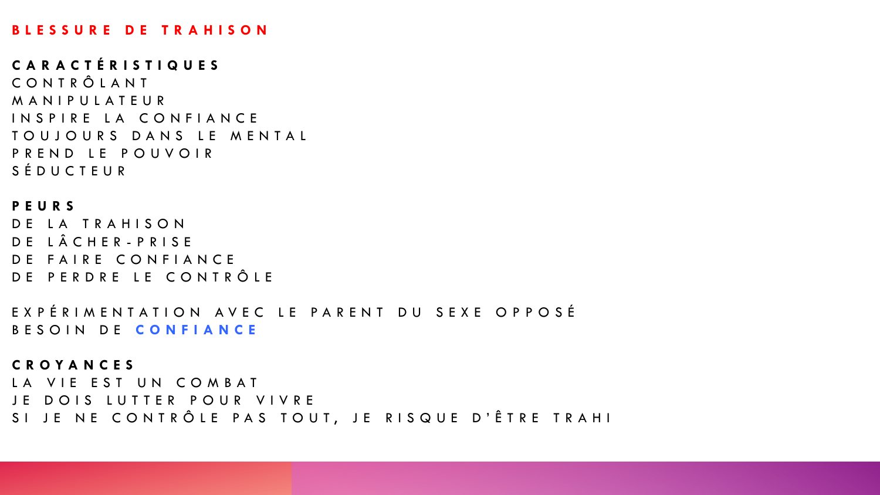# BLESSURE DE TRAHISON

## CARACTÉRISTIQUES

CONTRÔLANT
MANIPULATEUR
INSPIRE LA CONFIANCE
TOUJOURS DANS LE MENTAL
PREND LE POUVOIR
SÉDUCTEUR

## PEURS

DE LA TRAHISON
DE LÂCHER-PRISE
DE FAIRE CONFIANCE
DE PERDRE LE CONTRÔLE

EXPÉRIMENTATION AVEC LE PARENT DU SEXE OPPOSÉ
BESOIN DE **CONFIANCE**

## CROYANCES

LA VIE EST UN COMBAT
JE DOIS LUTTER POUR VIVRE
SI JE NE CONTRÔLE PAS TOUT, JE RISQUE D'ÊTRE TRAHI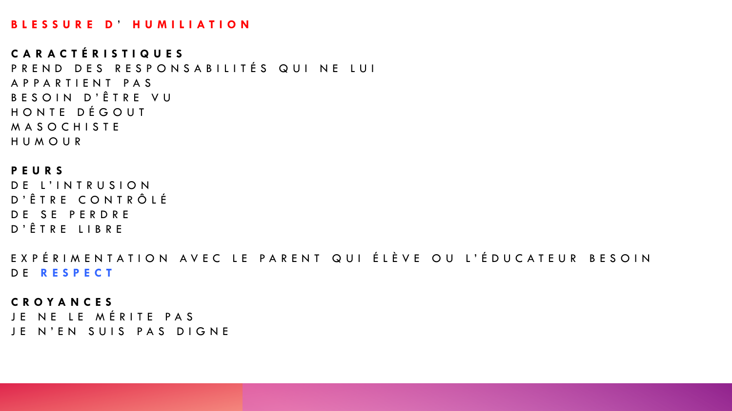## BLESSURE D'HUMILIATION

**CARACTÉRISTIQUES**

PREND DES RESPONSABILITÉS QUI NE LUI APPARTIENT PAS
BESOIN D'ÊTRE VU
HONTE DÉGOUT
MASOCHISTE
HUMOUR

**PEURS**

DE L'INTRUSION
D'ÊTRE CONTRÔLÉ
DE SE PERDRE
D'ÊTRE LIBRE

EXPÉRIMENTATION AVEC LE PARENT QUI ÉLÈVE OU L'ÉDUCATEUR BESOIN DE **RESPECT**

**CROYANCES**

JE NE LE MÉRITE PAS
JE N'EN SUIS PAS DIGNE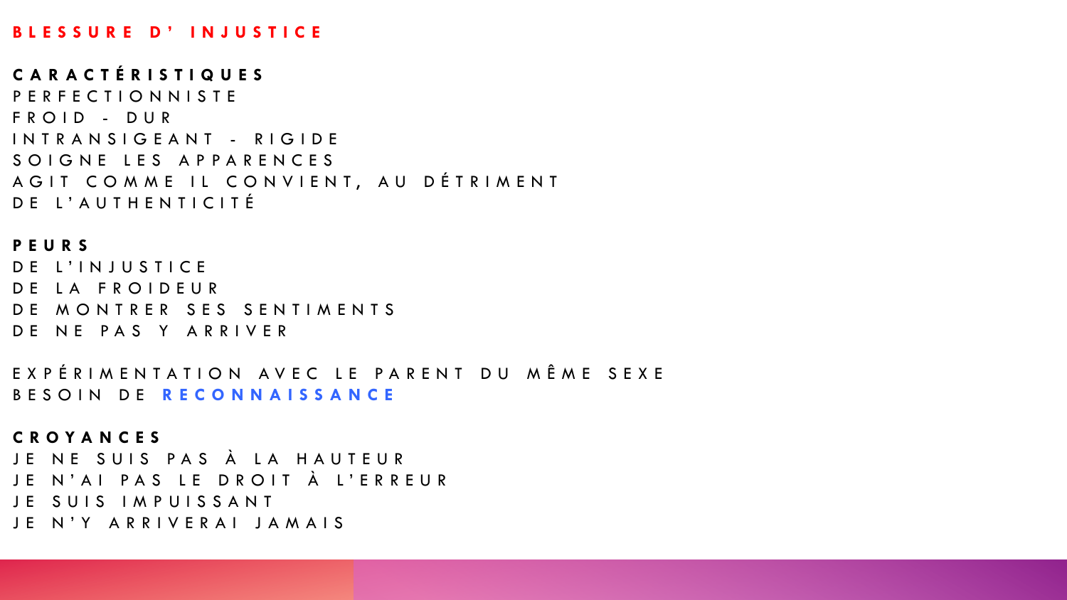# BLESSURE D'INJUSTICE

**CARACTÉRISTIQUES**

PERFECTIONNISTE
FROID - DUR
INTRANSIGEANT - RIGIDE
SOIGNE LES APPARENCES
AGIT COMME IL CONVIENT, AU DÉTRIMENT DE L'AUTHENTICITÉ

**PEURS**

DE L'INJUSTICE
DE LA FROIDEUR
DE MONTRER SES SENTIMENTS
DE NE PAS Y ARRIVER

EXPÉRIMENTATION AVEC LE PARENT DU MÊME SEXE
BESOIN DE **RECONNAISSANCE**

**CROYANCES**

JE NE SUIS PAS À LA HAUTEUR
JE N'AI PAS LE DROIT À L'ERREUR
JE SUIS IMPUISSANT
JE N'Y ARRIVERAI JAMAIS